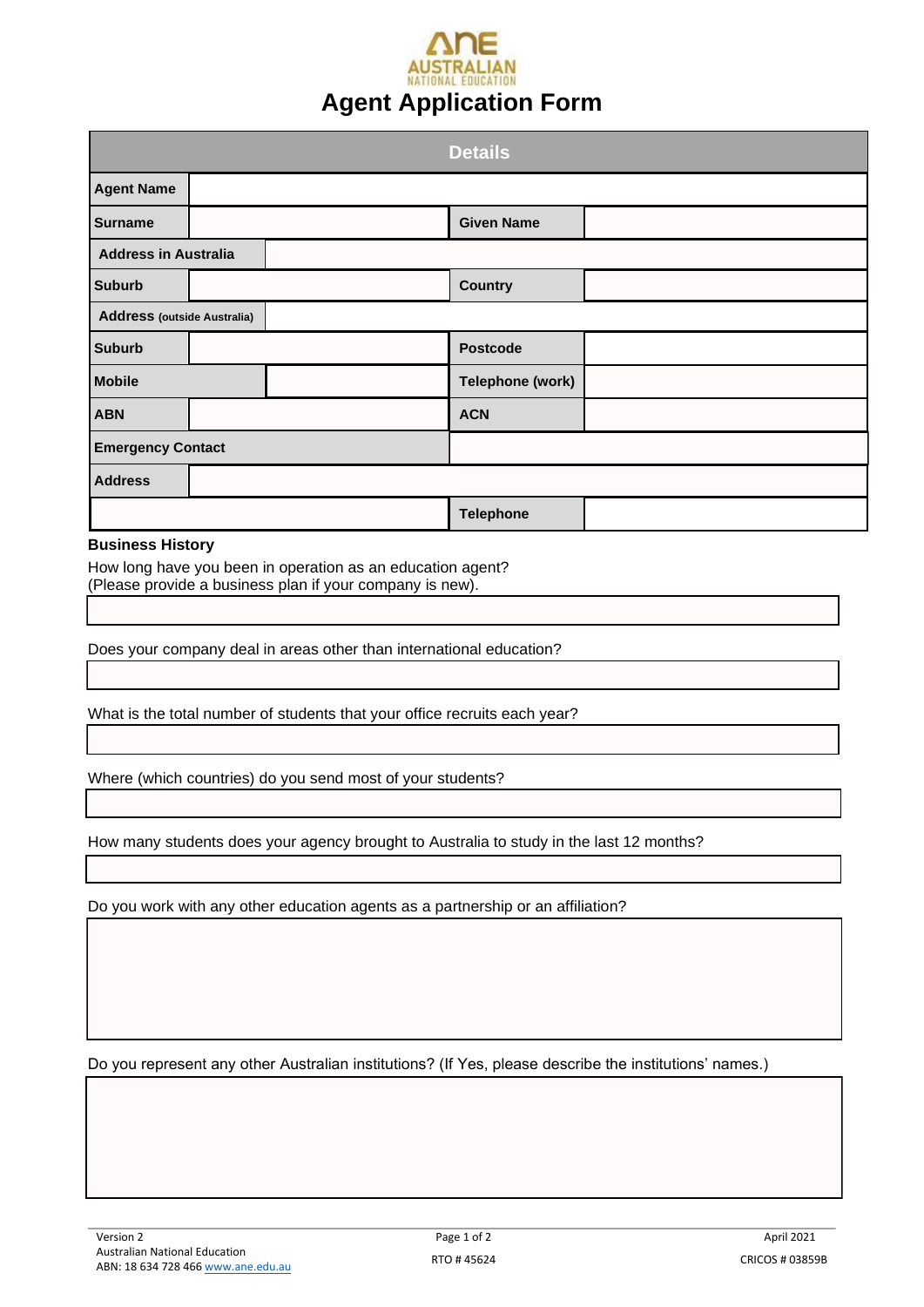ANE AUSTRALIAN NATIONAL EDUCATION

# Agent Application Form

| Details | | | |
|---|---|---|---|
| **Agent Name** | | | |
| **Surname** | | **Given Name** | |
| **Address in Australia** | | | |
| **Suburb** | | **Country** | |
| **Address (outside Australia)** | | | |
| **Suburb** | | **Postcode** | |
| **Mobile** | | **Telephone (work)** | |
| **ABN** | | **ACN** | |
| **Emergency Contact** | | | |
| **Address** | | | |
| | | **Telephone** | |

**Business History**

How long have you been in operation as an education agent?
(Please provide a business plan if your company is new).

Does your company deal in areas other than international education?

What is the total number of students that your office recruits each year?

Where (which countries) do you send most of your students?

How many students does your agency brought to Australia to study in the last 12 months?

Do you work with any other education agents as a partnership or an affiliation?

Do you represent any other Australian institutions? (If Yes, please describe the institutions' names.)

Version 2
Australian National Education
ABN: 18 634 728 466 www.ane.edu.au

RTO # 45624

April 2021
CRICOS # 03859B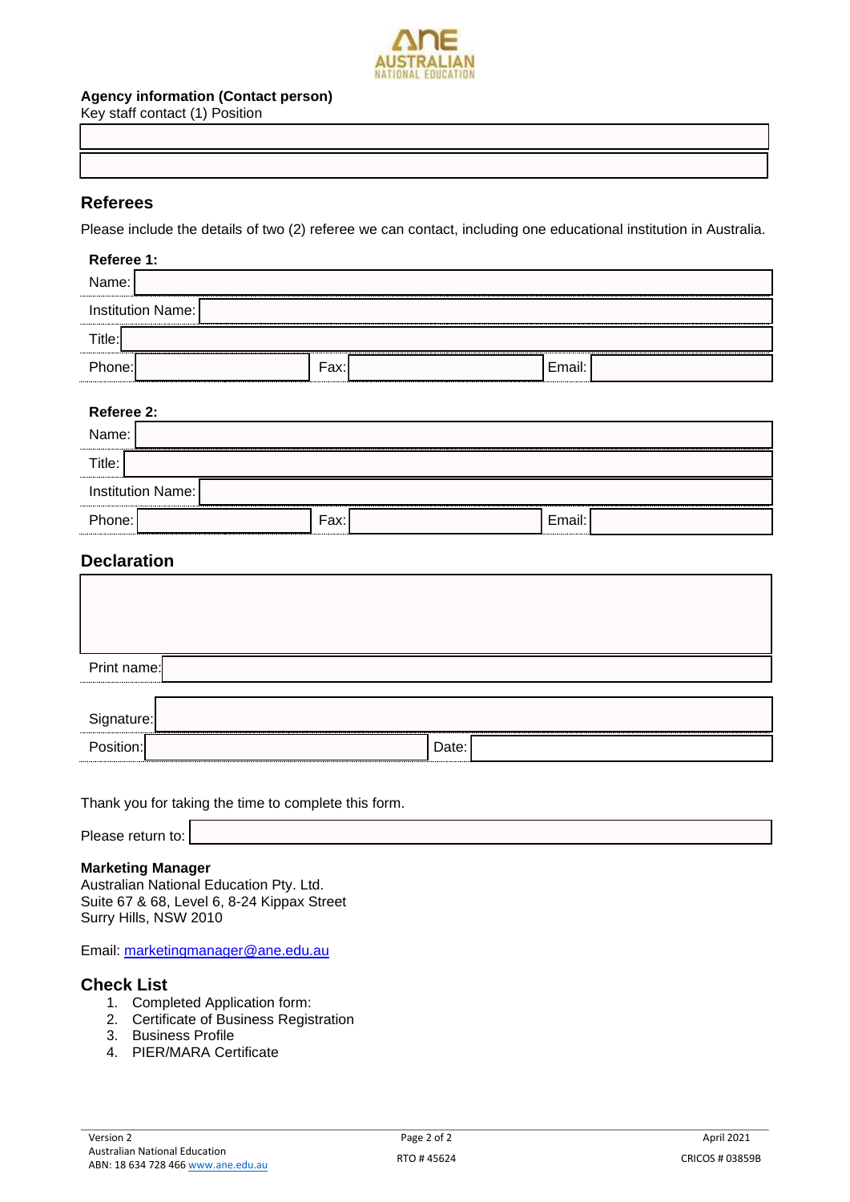**Agency information (Contact person)**
Key staff contact (1) Position

## Referees

Please include the details of two (2) referee we can contact, including one educational institution in Australia.

**Referee 1:**

Name:

Institution Name:

Title:

| Phone: | | Fax: | | Email: | |
|---|---|---|---|---|---|

**Referee 2:**

Name:

Title:

Institution Name:

| Phone: | | Fax: | | Email: | |
|---|---|---|---|---|---|

## Declaration

Print name:

Signature:

| Position: | | Date: | |
|---|---|---|---|

Thank you for taking the time to complete this form.

Please return to:

**Marketing Manager**
Australian National Education Pty. Ltd.
Suite 67 & 68, Level 6, 8-24 Kippax Street
Surry Hills, NSW 2010

Email: marketingmanager@ane.edu.au

## Check List

1. Completed Application form:
2. Certificate of Business Registration
3. Business Profile
4. PIER/MARA Certificate